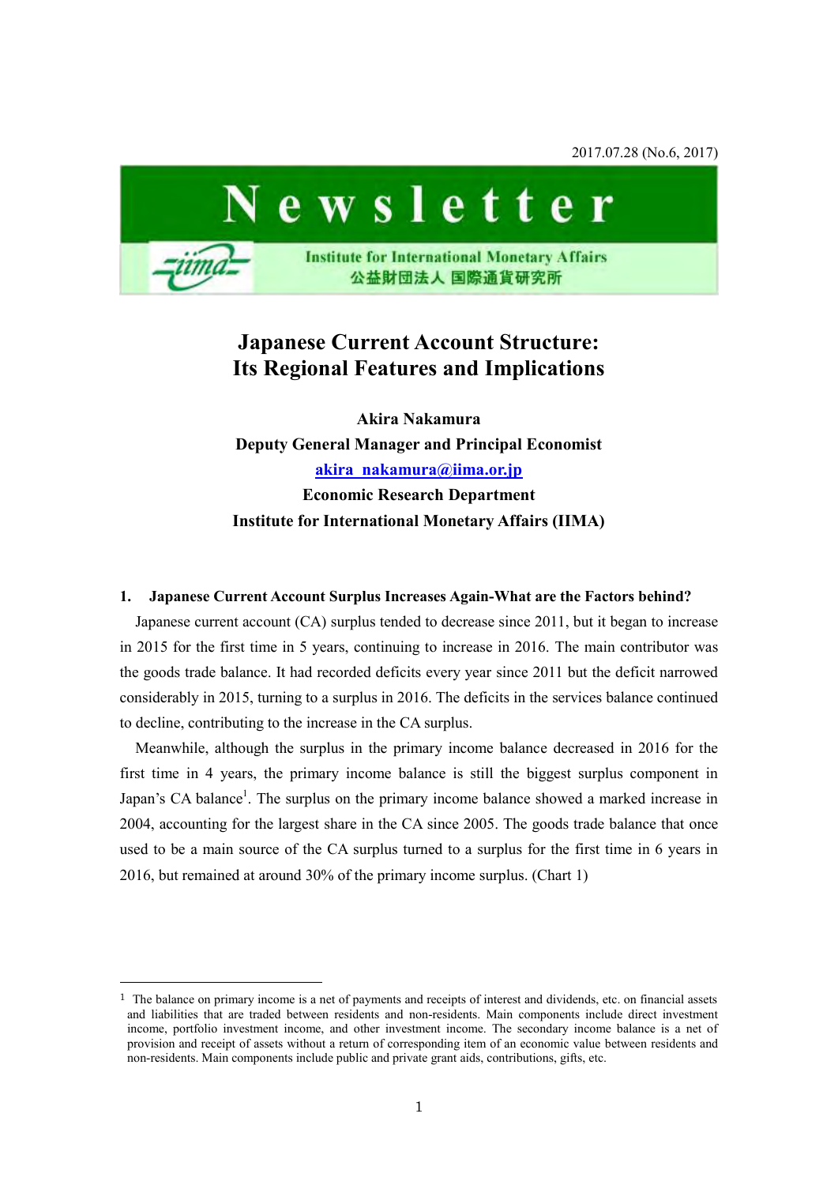2017.07.28 (No.6, 2017)

# Newsletter

Institute for International Monetary Affairs
公益財団法人 国際通貨研究所

# Japanese Current Account Structure: Its Regional Features and Implications

**Akira Nakamura**
**Deputy General Manager and Principal Economist**
**akira_nakamura@iima.or.jp**
**Economic Research Department**
**Institute for International Monetary Affairs (IIMA)**

## 1. Japanese Current Account Surplus Increases Again-What are the Factors behind?

Japanese current account (CA) surplus tended to decrease since 2011, but it began to increase in 2015 for the first time in 5 years, continuing to increase in 2016. The main contributor was the goods trade balance. It had recorded deficits every year since 2011 but the deficit narrowed considerably in 2015, turning to a surplus in 2016. The deficits in the services balance continued to decline, contributing to the increase in the CA surplus.

Meanwhile, although the surplus in the primary income balance decreased in 2016 for the first time in 4 years, the primary income balance is still the biggest surplus component in Japan's CA balance[1]. The surplus on the primary income balance showed a marked increase in 2004, accounting for the largest share in the CA since 2005. The goods trade balance that once used to be a main source of the CA surplus turned to a surplus for the first time in 6 years in 2016, but remained at around 30% of the primary income surplus. (Chart 1)

---

[1] The balance on primary income is a net of payments and receipts of interest and dividends, etc. on financial assets and liabilities that are traded between residents and non-residents. Main components include direct investment income, portfolio investment income, and other investment income. The secondary income balance is a net of provision and receipt of assets without a return of corresponding item of an economic value between residents and non-residents. Main components include public and private grant aids, contributions, gifts, etc.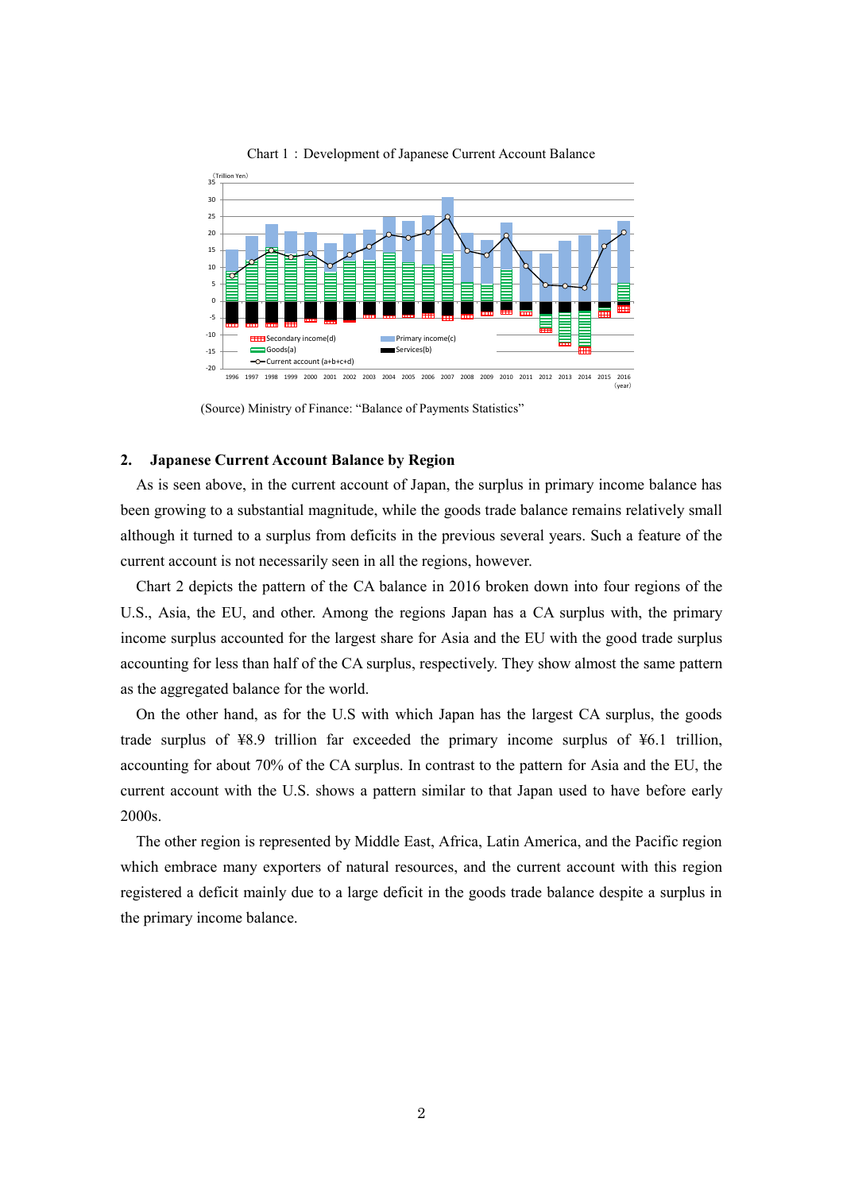Chart 1 : Development of Japanese Current Account Balance

(Source) Ministry of Finance: “Balance of Payments Statistics”

## 2. Japanese Current Account Balance by Region

As is seen above, in the current account of Japan, the surplus in primary income balance has been growing to a substantial magnitude, while the goods trade balance remains relatively small although it turned to a surplus from deficits in the previous several years. Such a feature of the current account is not necessarily seen in all the regions, however.

Chart 2 depicts the pattern of the CA balance in 2016 broken down into four regions of the U.S., Asia, the EU, and other. Among the regions Japan has a CA surplus with, the primary income surplus accounted for the largest share for Asia and the EU with the good trade surplus accounting for less than half of the CA surplus, respectively. They show almost the same pattern as the aggregated balance for the world.

On the other hand, as for the U.S with which Japan has the largest CA surplus, the goods trade surplus of ¥8.9 trillion far exceeded the primary income surplus of ¥6.1 trillion, accounting for about 70% of the CA surplus. In contrast to the pattern for Asia and the EU, the current account with the U.S. shows a pattern similar to that Japan used to have before early 2000s.

The other region is represented by Middle East, Africa, Latin America, and the Pacific region which embrace many exporters of natural resources, and the current account with this region registered a deficit mainly due to a large deficit in the goods trade balance despite a surplus in the primary income balance.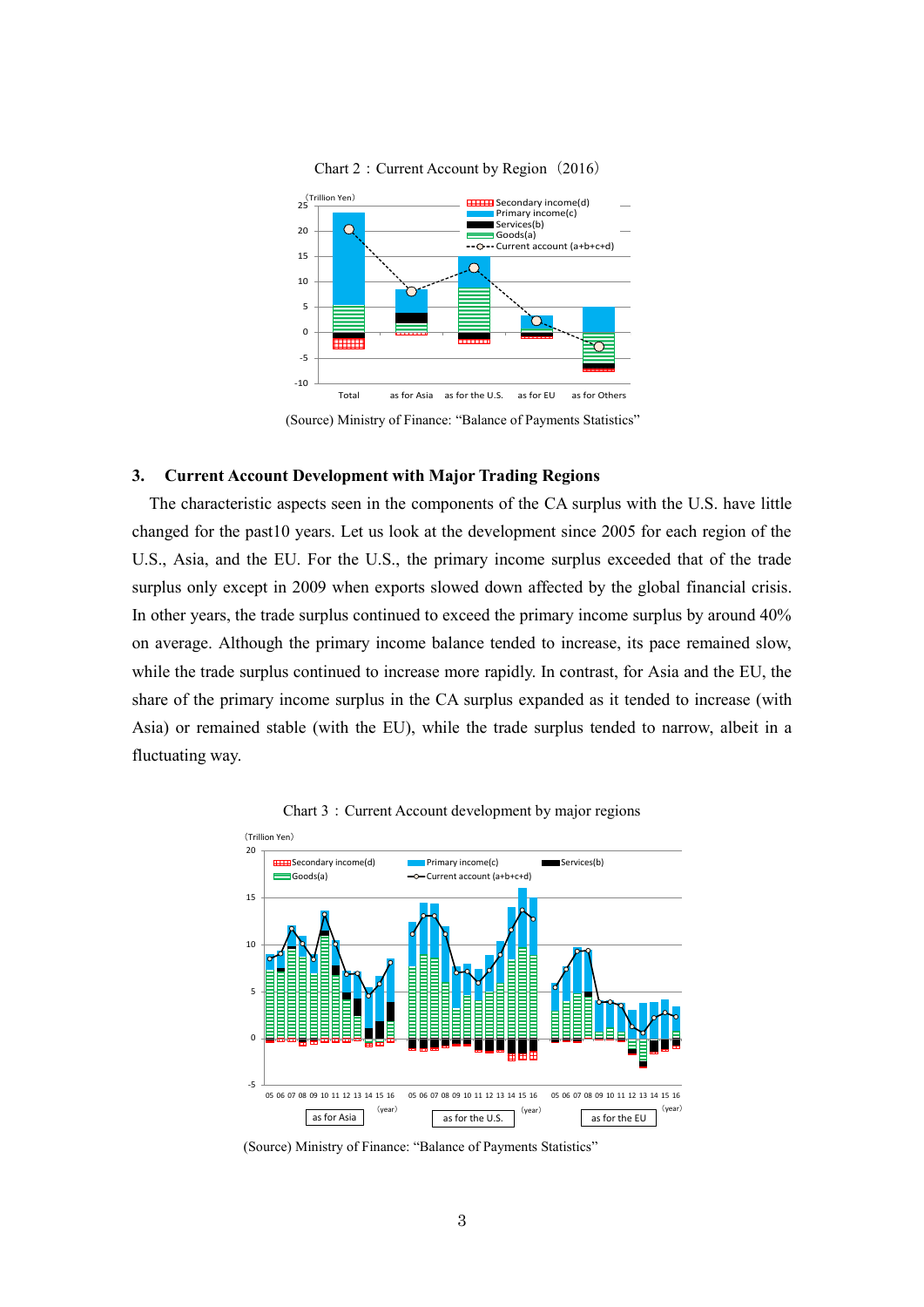Chart 2：Current Account by Region（2016）

(Source) Ministry of Finance: "Balance of Payments Statistics"

## 3. Current Account Development with Major Trading Regions

The characteristic aspects seen in the components of the CA surplus with the U.S. have little changed for the past10 years. Let us look at the development since 2005 for each region of the U.S., Asia, and the EU. For the U.S., the primary income surplus exceeded that of the trade surplus only except in 2009 when exports slowed down affected by the global financial crisis. In other years, the trade surplus continued to exceed the primary income surplus by around 40% on average. Although the primary income balance tended to increase, its pace remained slow, while the trade surplus continued to increase more rapidly. In contrast, for Asia and the EU, the share of the primary income surplus in the CA surplus expanded as it tended to increase (with Asia) or remained stable (with the EU), while the trade surplus tended to narrow, albeit in a fluctuating way.

Chart 3：Current Account development by major regions

(Source) Ministry of Finance: "Balance of Payments Statistics"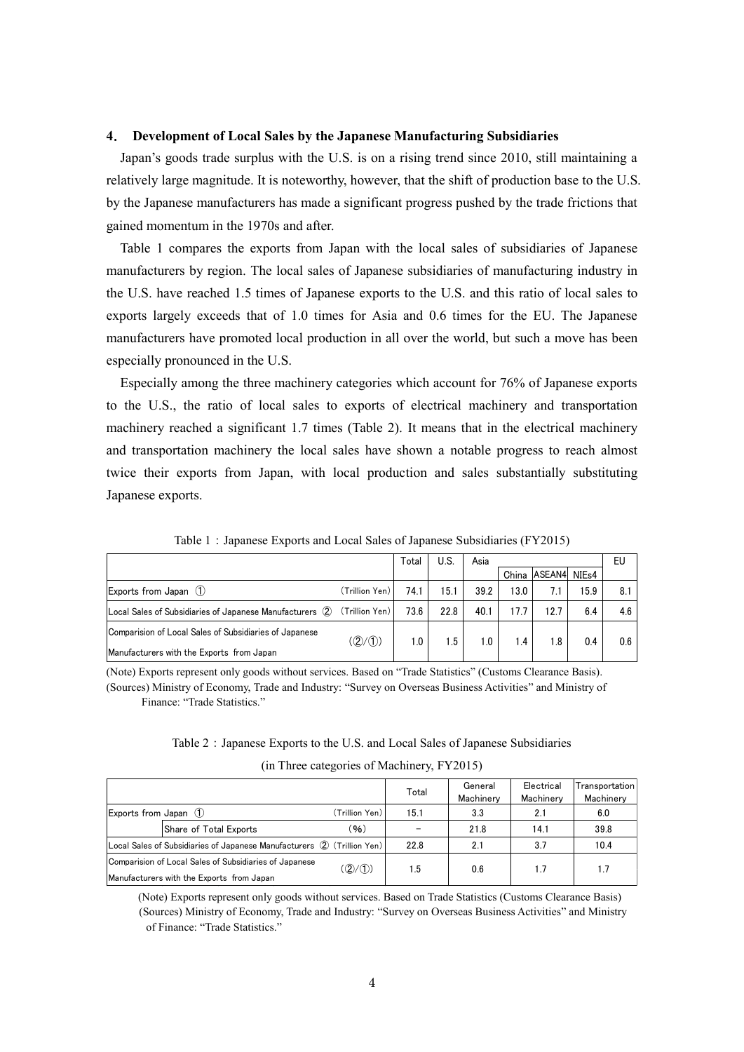## 4. Development of Local Sales by the Japanese Manufacturing Subsidiaries

Japan's goods trade surplus with the U.S. is on a rising trend since 2010, still maintaining a relatively large magnitude. It is noteworthy, however, that the shift of production base to the U.S. by the Japanese manufacturers has made a significant progress pushed by the trade frictions that gained momentum in the 1970s and after.

Table 1 compares the exports from Japan with the local sales of subsidiaries of Japanese manufacturers by region. The local sales of Japanese subsidiaries of manufacturing industry in the U.S. have reached 1.5 times of Japanese exports to the U.S. and this ratio of local sales to exports largely exceeds that of 1.0 times for Asia and 0.6 times for the EU. The Japanese manufacturers have promoted local production in all over the world, but such a move has been especially pronounced in the U.S.

Especially among the three machinery categories which account for 76% of Japanese exports to the U.S., the ratio of local sales to exports of electrical machinery and transportation machinery reached a significant 1.7 times (Table 2). It means that in the electrical machinery and transportation machinery the local sales have shown a notable progress to reach almost twice their exports from Japan, with local production and sales substantially substituting Japanese exports.

Table 1：Japanese Exports and Local Sales of Japanese Subsidiaries (FY2015)

| | | Total | U.S. | Asia | | | | EU |
|---|---|---|---|---|---|---|---|---|
| | | | | | China | ASEAN4 | NIEs4 | |
| Exports from Japan ① | (Trillion Yen) | 74.1 | 15.1 | 39.2 | 13.0 | 7.1 | 15.9 | 8.1 |
| Local Sales of Subsidiaries of Japanese Manufacturers ② | (Trillion Yen) | 73.6 | 22.8 | 40.1 | 17.7 | 12.7 | 6.4 | 4.6 |
| Comparision of Local Sales of Subsidiaries of Japanese Manufacturers with the Exports from Japan | (②/①) | 1.0 | 1.5 | 1.0 | 1.4 | 1.8 | 0.4 | 0.6 |

(Note) Exports represent only goods without services. Based on "Trade Statistics" (Customs Clearance Basis).
(Sources) Ministry of Economy, Trade and Industry: "Survey on Overseas Business Activities" and Ministry of Finance: "Trade Statistics."

Table 2：Japanese Exports to the U.S. and Local Sales of Japanese Subsidiaries

(in Three categories of Machinery, FY2015)

| | | | Total | General Machinery | Electrical Machinery | Transportation Machinery |
|---|---|---|---|---|---|---|
| Exports from Japan ① | | (Trillion Yen) | 15.1 | 3.3 | 2.1 | 6.0 |
| | Share of Total Exports | (%) | − | 21.8 | 14.1 | 39.8 |
| Local Sales of Subsidiaries of Japanese Manufacturers ② | | (Trillion Yen) | 22.8 | 2.1 | 3.7 | 10.4 |
| Comparision of Local Sales of Subsidiaries of Japanese Manufacturers with the Exports from Japan | | (②/①) | 1.5 | 0.6 | 1.7 | 1.7 |

(Note) Exports represent only goods without services. Based on Trade Statistics (Customs Clearance Basis)
(Sources) Ministry of Economy, Trade and Industry: "Survey on Overseas Business Activities" and Ministry of Finance: "Trade Statistics."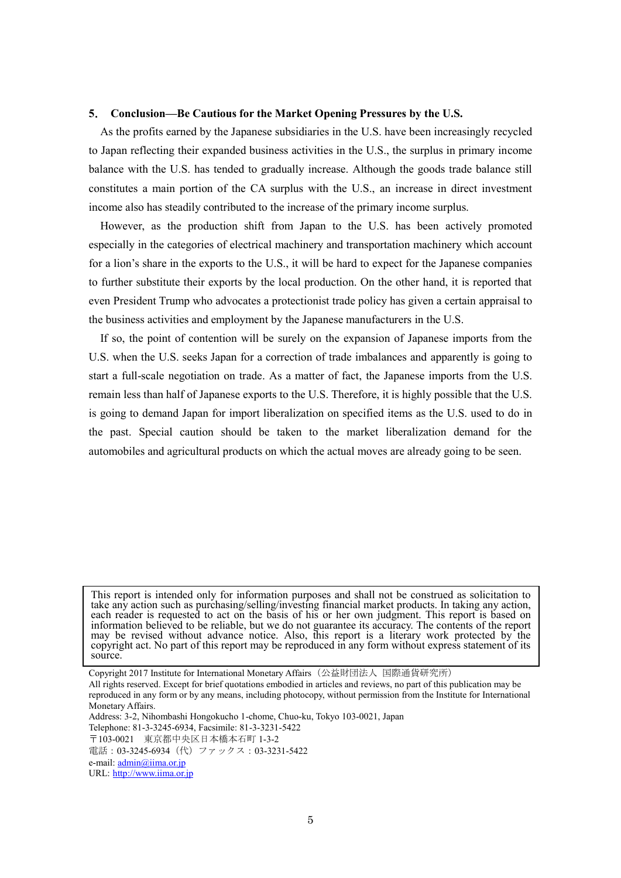## 5. Conclusion—Be Cautious for the Market Opening Pressures by the U.S.

As the profits earned by the Japanese subsidiaries in the U.S. have been increasingly recycled to Japan reflecting their expanded business activities in the U.S., the surplus in primary income balance with the U.S. has tended to gradually increase. Although the goods trade balance still constitutes a main portion of the CA surplus with the U.S., an increase in direct investment income also has steadily contributed to the increase of the primary income surplus.

However, as the production shift from Japan to the U.S. has been actively promoted especially in the categories of electrical machinery and transportation machinery which account for a lion's share in the exports to the U.S., it will be hard to expect for the Japanese companies to further substitute their exports by the local production. On the other hand, it is reported that even President Trump who advocates a protectionist trade policy has given a certain appraisal to the business activities and employment by the Japanese manufacturers in the U.S.

If so, the point of contention will be surely on the expansion of Japanese imports from the U.S. when the U.S. seeks Japan for a correction of trade imbalances and apparently is going to start a full-scale negotiation on trade. As a matter of fact, the Japanese imports from the U.S. remain less than half of Japanese exports to the U.S. Therefore, it is highly possible that the U.S. is going to demand Japan for import liberalization on specified items as the U.S. used to do in the past. Special caution should be taken to the market liberalization demand for the automobiles and agricultural products on which the actual moves are already going to be seen.

This report is intended only for information purposes and shall not be construed as solicitation to take any action such as purchasing/selling/investing financial market products. In taking any action, each reader is requested to act on the basis of his or her own judgment. This report is based on information believed to be reliable, but we do not guarantee its accuracy. The contents of the report may be revised without advance notice. Also, this report is a literary work protected by the copyright act. No part of this report may be reproduced in any form without express statement of its source.

Copyright 2017 Institute for International Monetary Affairs（公益財団法人 国際通貨研究所）
All rights reserved. Except for brief quotations embodied in articles and reviews, no part of this publication may be reproduced in any form or by any means, including photocopy, without permission from the Institute for International Monetary Affairs.
Address: 3-2, Nihombashi Hongokucho 1-chome, Chuo-ku, Tokyo 103-0021, Japan
Telephone: 81-3-3245-6934, Facsimile: 81-3-3231-5422
〒103-0021　東京都中央区日本橋本石町 1-3-2
電話：03-3245-6934（代）ファックス：03-3231-5422
e-mail: admin@iima.or.jp
URL: http://www.iima.or.jp